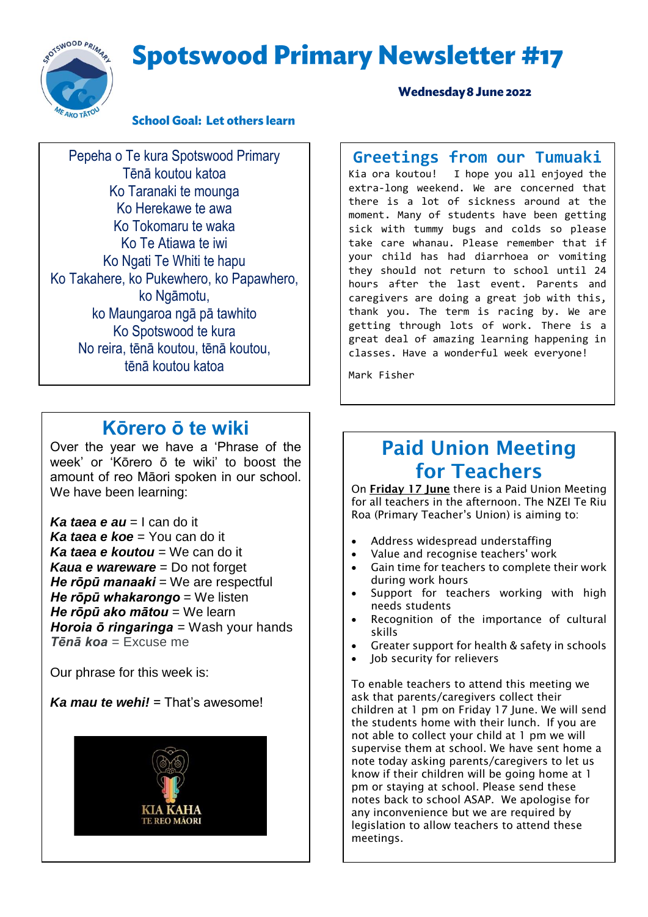# Spotswood Primary Newsletter #17

**Wednesday 8 June 2022**

**School Goal: Let others learn**

Pepeha o Te kura Spotswood Primary
Tēnā koutou katoa
Ko Taranaki te mounga
Ko Herekawe te awa
Ko Tokomaru te waka
Ko Te Atiawa te iwi
Ko Ngati Te Whiti te hapu
Ko Takahere, ko Pukewhero, ko Papawhero, ko Ngāmotu,
ko Maungaroa ngā pā tawhito
Ko Spotswood te kura
No reira, tēnā koutou, tēnā koutou,
tēnā koutou katoa

## Greetings from our Tumuaki

Kia ora koutou! I hope you all enjoyed the extra-long weekend. We are concerned that there is a lot of sickness around at the moment. Many of students have been getting sick with tummy bugs and colds so please take care whanau. Please remember that if your child has had diarrhoea or vomiting they should not return to school until 24 hours after the last event. Parents and caregivers are doing a great job with this, thank you. The term is racing by. We are getting through lots of work. There is a great deal of amazing learning happening in classes. Have a wonderful week everyone!

Mark Fisher

## Kōrero ō te wiki

Over the year we have a 'Phrase of the week' or 'Kōrero ō te wiki' to boost the amount of reo Māori spoken in our school. We have been learning:

***Ka taea e au*** = I can do it
***Ka taea e koe*** = You can do it
***Ka taea e koutou*** = We can do it
***Kaua e wareware*** = Do not forget
***He rōpū manaaki*** = We are respectful
***He rōpū whakarongo*** = We listen
***He rōpū ako mātou*** = We learn
***Horoia ō ringaringa*** = Wash your hands
***Tēnā koa*** = Excuse me

Our phrase for this week is:

***Ka mau te wehi!*** = That's awesome!

KIA KAHA
TE REO MĀORI

## Paid Union Meeting for Teachers

On **Friday 17 June** there is a Paid Union Meeting for all teachers in the afternoon. The NZEI Te Riu Roa (Primary Teacher's Union) is aiming to:

- Address widespread understaffing
- Value and recognise teachers' work
- Gain time for teachers to complete their work during work hours
- Support for teachers working with high needs students
- Recognition of the importance of cultural skills
- Greater support for health & safety in schools
- Job security for relievers

To enable teachers to attend this meeting we ask that parents/caregivers collect their children at 1 pm on Friday 17 June. We will send the students home with their lunch. If you are not able to collect your child at 1 pm we will supervise them at school. We have sent home a note today asking parents/caregivers to let us know if their children will be going home at 1 pm or staying at school. Please send these notes back to school ASAP. We apologise for any inconvenience but we are required by legislation to allow teachers to attend these meetings.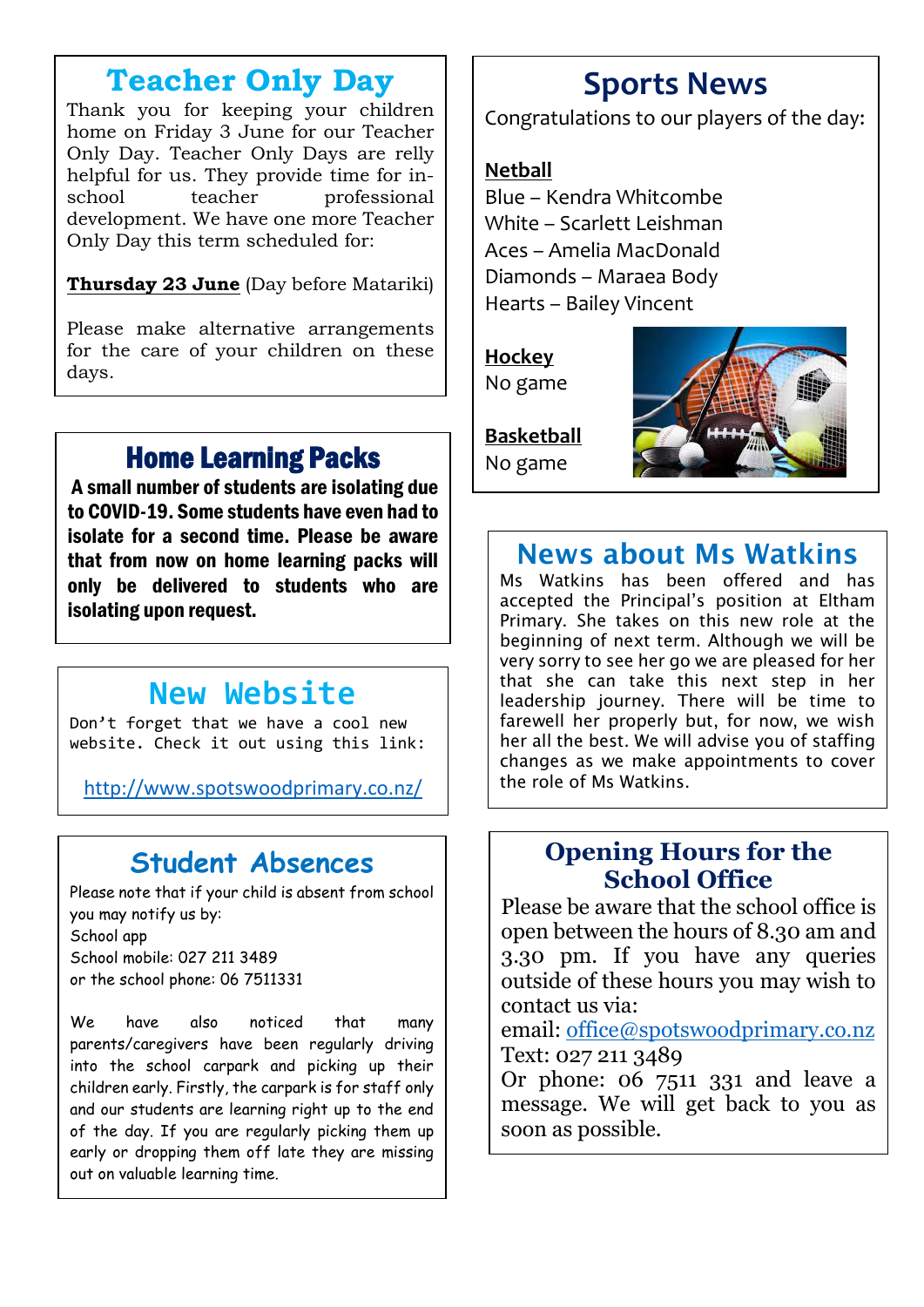## Teacher Only Day

Thank you for keeping your children home on Friday 3 June for our Teacher Only Day. Teacher Only Days are relly helpful for us. They provide time for in-school teacher professional development. We have one more Teacher Only Day this term scheduled for:

**Thursday 23 June** (Day before Matariki)

Please make alternative arrangements for the care of your children on these days.

## Home Learning Packs

**A small number of students are isolating due to COVID-19. Some students have even had to isolate for a second time. Please be aware that from now on home learning packs will only be delivered to students who are isolating upon request.**

## New Website

Don't forget that we have a cool new website. Check it out using this link:

http://www.spotswoodprimary.co.nz/

## Student Absences

Please note that if your child is absent from school you may notify us by:
School app
School mobile: 027 211 3489
or the school phone: 06 7511331

We have also noticed that many parents/caregivers have been regularly driving into the school carpark and picking up their children early. Firstly, the carpark is for staff only and our students are learning right up to the end of the day. If you are regularly picking them up early or dropping them off late they are missing out on valuable learning time.

## Sports News

Congratulations to our players of the day:

**Netball**
Blue – Kendra Whitcombe
White – Scarlett Leishman
Aces – Amelia MacDonald
Diamonds – Maraea Body
Hearts – Bailey Vincent

**Hockey**
No game

**Basketball**
No game

## News about Ms Watkins

Ms Watkins has been offered and has accepted the Principal's position at Eltham Primary. She takes on this new role at the beginning of next term. Although we will be very sorry to see her go we are pleased for her that she can take this next step in her leadership journey. There will be time to farewell her properly but, for now, we wish her all the best. We will advise you of staffing changes as we make appointments to cover the role of Ms Watkins.

## Opening Hours for the School Office

Please be aware that the school office is open between the hours of 8.30 am and 3.30 pm. If you have any queries outside of these hours you may wish to contact us via:
email: office@spotswoodprimary.co.nz
Text: 027 211 3489
Or phone: 06 7511 331 and leave a message. We will get back to you as soon as possible.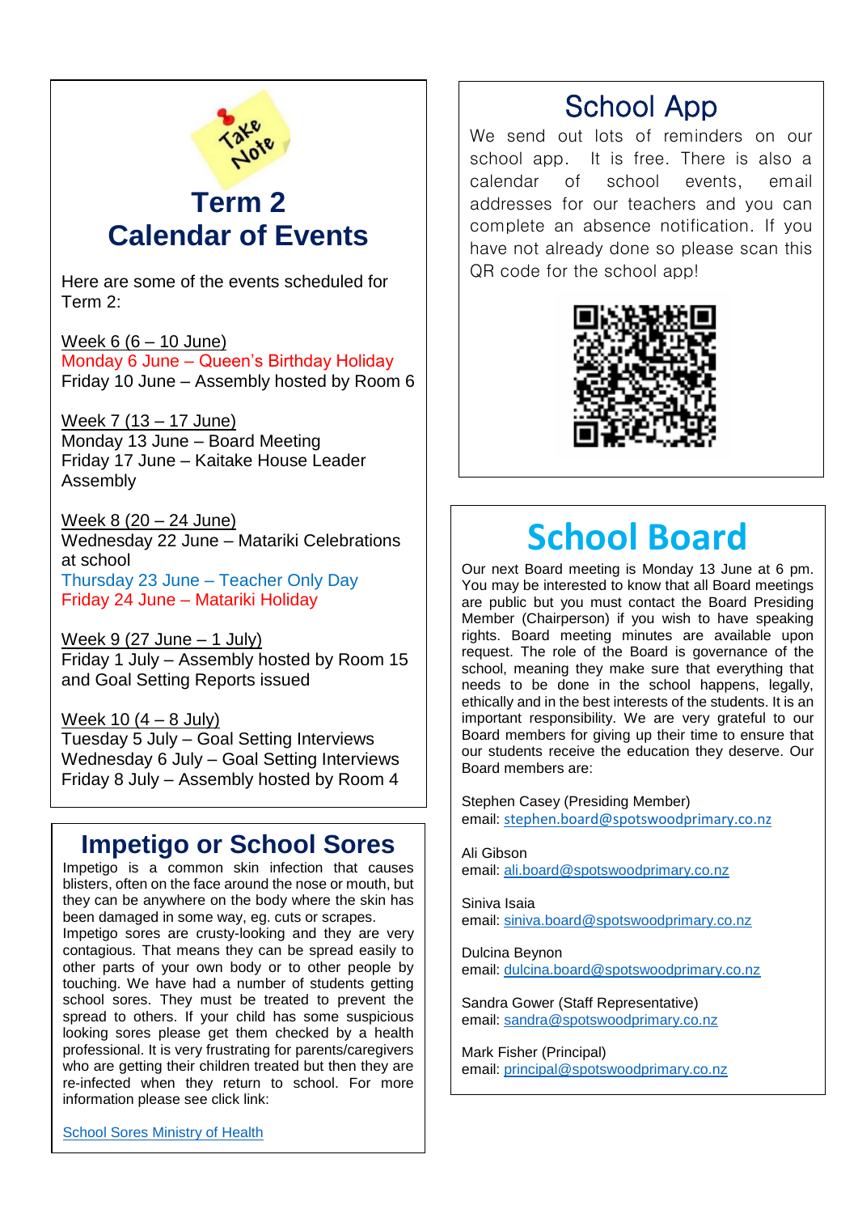# Term 2 Calendar of Events

Here are some of the events scheduled for Term 2:

Week 6 (6 – 10 June)
Monday 6 June – Queen's Birthday Holiday
Friday 10 June – Assembly hosted by Room 6

Week 7 (13 – 17 June)
Monday 13 June – Board Meeting
Friday 17 June – Kaitake House Leader Assembly

Week 8 (20 – 24 June)
Wednesday 22 June – Matariki Celebrations at school
Thursday 23 June – Teacher Only Day
Friday 24 June – Matariki Holiday

Week 9 (27 June – 1 July)
Friday 1 July – Assembly hosted by Room 15 and Goal Setting Reports issued

Week 10 (4 – 8 July)
Tuesday 5 July – Goal Setting Interviews
Wednesday 6 July – Goal Setting Interviews
Friday 8 July – Assembly hosted by Room 4

## Impetigo or School Sores

Impetigo is a common skin infection that causes blisters, often on the face around the nose or mouth, but they can be anywhere on the body where the skin has been damaged in some way, eg. cuts or scrapes. Impetigo sores are crusty-looking and they are very contagious. That means they can be spread easily to other parts of your own body or to other people by touching. We have had a number of students getting school sores. They must be treated to prevent the spread to others. If your child has some suspicious looking sores please get them checked by a health professional. It is very frustrating for parents/caregivers who are getting their children treated but then they are re-infected when they return to school. For more information please see click link:

School Sores Ministry of Health

## School App

We send out lots of reminders on our school app. It is free. There is also a calendar of school events, email addresses for our teachers and you can complete an absence notification. If you have not already done so please scan this QR code for the school app!

## School Board

Our next Board meeting is Monday 13 June at 6 pm. You may be interested to know that all Board meetings are public but you must contact the Board Presiding Member (Chairperson) if you wish to have speaking rights. Board meeting minutes are available upon request. The role of the Board is governance of the school, meaning they make sure that everything that needs to be done in the school happens, legally, ethically and in the best interests of the students. It is an important responsibility. We are very grateful to our Board members for giving up their time to ensure that our students receive the education they deserve. Our Board members are:

Stephen Casey (Presiding Member)
email: stephen.board@spotswoodprimary.co.nz

Ali Gibson
email: ali.board@spotswoodprimary.co.nz

Siniva Isaia
email: siniva.board@spotswoodprimary.co.nz

Dulcina Beynon
email: dulcina.board@spotswoodprimary.co.nz

Sandra Gower (Staff Representative)
email: sandra@spotswoodprimary.co.nz

Mark Fisher (Principal)
email: principal@spotswoodprimary.co.nz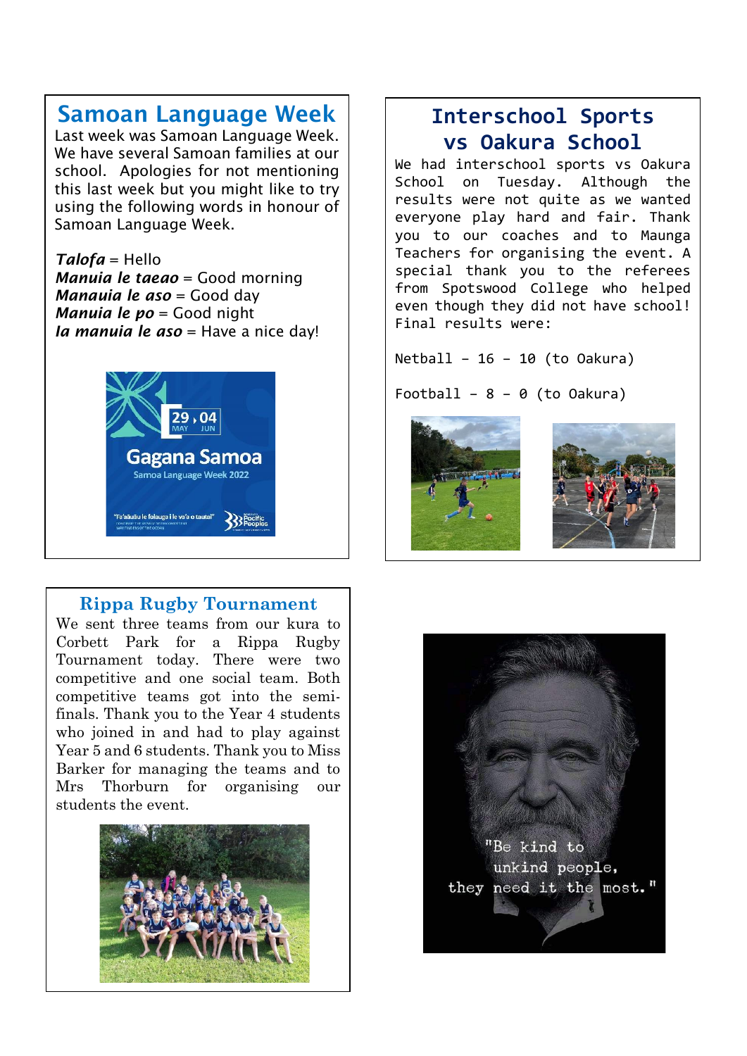## Samoan Language Week

Last week was Samoan Language Week. We have several Samoan families at our school. Apologies for not mentioning this last week but you might like to try using the following words in honour of Samoan Language Week.

***Talofa*** = Hello
***Manuia le taeao*** = Good morning
***Manauia le aso*** = Good day
***Manuia le po*** = Good night
***Ia manuia le aso*** = Have a nice day!

## Interschool Sports vs Oakura School

We had interschool sports vs Oakura School on Tuesday. Although the results were not quite as we wanted everyone play hard and fair. Thank you to our coaches and to Maunga Teachers for organising the event. A special thank you to the referees from Spotswood College who helped even though they did not have school! Final results were:

Netball – 16 – 10 (to Oakura)

Football – 8 – 0 (to Oakura)

## Rippa Rugby Tournament

We sent three teams from our kura to Corbett Park for a Rippa Rugby Tournament today. There were two competitive and one social team. Both competitive teams got into the semi-finals. Thank you to the Year 4 students who joined in and had to play against Year 5 and 6 students. Thank you to Miss Barker for managing the teams and to Mrs Thorburn for organising our students the event.

"Be kind to unkind people, they need it the most."